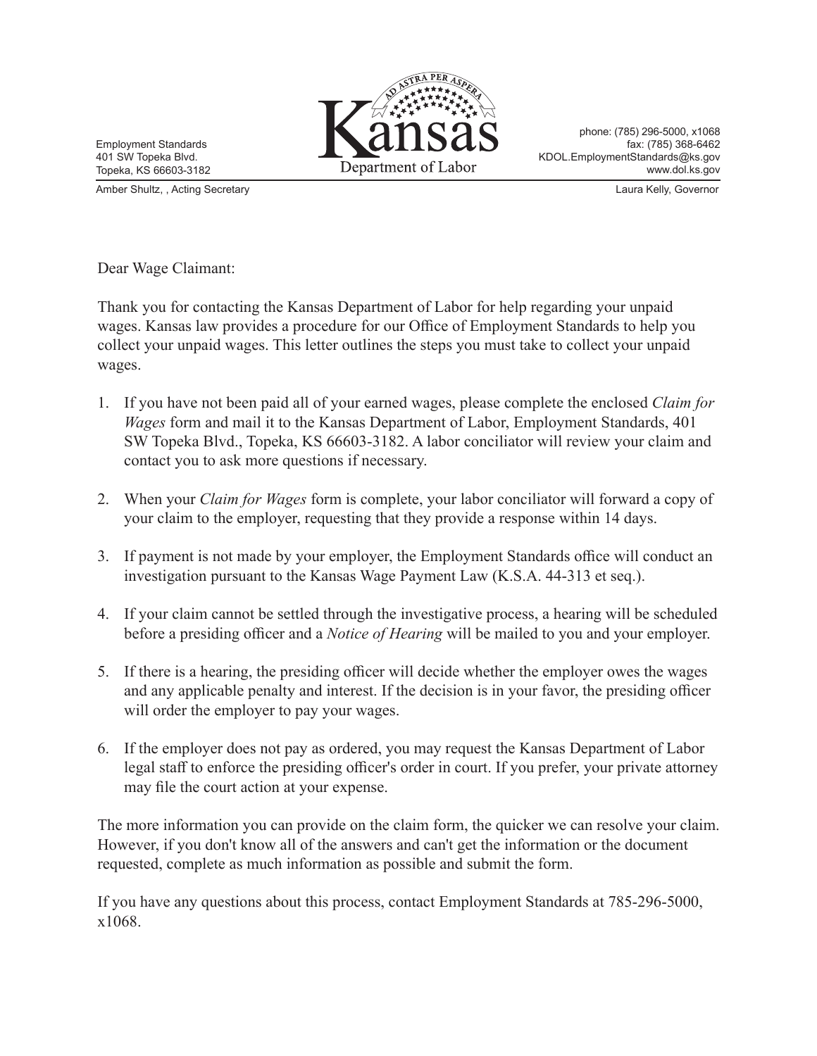Employment Standards
401 SW Topeka Blvd.
Topeka, KS 66603-3182

AD ASTRA PER ASPERA

# Kansas

Department of Labor

phone: (785) 296-5000, x1068
fax: (785) 368-6462
KDOL.EmploymentStandards@ks.gov
www.dol.ks.gov

Amber Shultz, , Acting Secretary

Laura Kelly, Governor

Dear Wage Claimant:

Thank you for contacting the Kansas Department of Labor for help regarding your unpaid wages. Kansas law provides a procedure for our Office of Employment Standards to help you collect your unpaid wages. This letter outlines the steps you must take to collect your unpaid wages.

1. If you have not been paid all of your earned wages, please complete the enclosed *Claim for Wages* form and mail it to the Kansas Department of Labor, Employment Standards, 401 SW Topeka Blvd., Topeka, KS 66603-3182. A labor conciliator will review your claim and contact you to ask more questions if necessary.

2. When your *Claim for Wages* form is complete, your labor conciliator will forward a copy of your claim to the employer, requesting that they provide a response within 14 days.

3. If payment is not made by your employer, the Employment Standards office will conduct an investigation pursuant to the Kansas Wage Payment Law (K.S.A. 44-313 et seq.).

4. If your claim cannot be settled through the investigative process, a hearing will be scheduled before a presiding officer and a *Notice of Hearing* will be mailed to you and your employer.

5. If there is a hearing, the presiding officer will decide whether the employer owes the wages and any applicable penalty and interest. If the decision is in your favor, the presiding officer will order the employer to pay your wages.

6. If the employer does not pay as ordered, you may request the Kansas Department of Labor legal staff to enforce the presiding officer's order in court. If you prefer, your private attorney may file the court action at your expense.

The more information you can provide on the claim form, the quicker we can resolve your claim. However, if you don't know all of the answers and can't get the information or the document requested, complete as much information as possible and submit the form.

If you have any questions about this process, contact Employment Standards at 785-296-5000, x1068.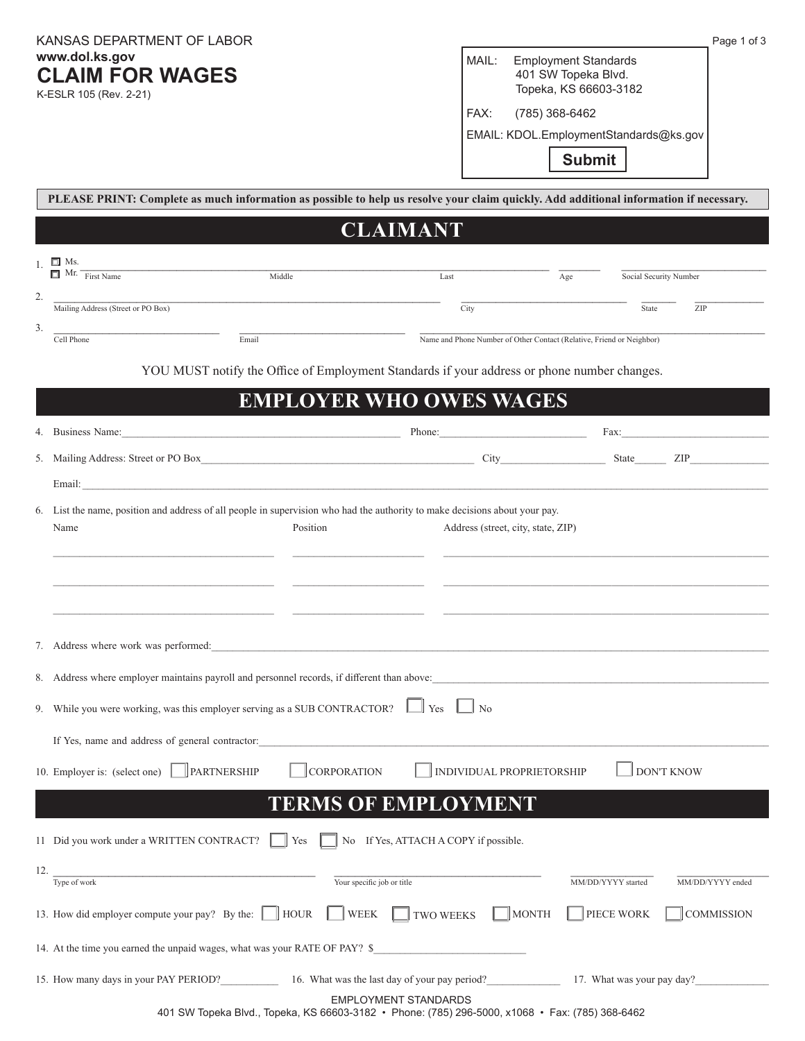KANSAS DEPARTMENT OF LABOR
**www.dol.ks.gov**

# CLAIM FOR WAGES

K-ESLR 105 (Rev. 2-21)

MAIL: Employment Standards
401 SW Topeka Blvd.
Topeka, KS 66603-3182

FAX: (785) 368-6462

EMAIL: KDOL.EmploymentStandards@ks.gov

**Submit**

**PLEASE PRINT: Complete as much information as possible to help us resolve your claim quickly. Add additional information if necessary.**

## CLAIMANT

1. ☐ Ms. ☐ Mr. ______ First Name ______ Middle ______ Last ______ Age ______ Social Security Number

2. ______ Mailing Address (Street or PO Box) ______ City ______ State ______ ZIP

3. ______ Cell Phone ______ Email ______ Name and Phone Number of Other Contact (Relative, Friend or Neighbor)

YOU MUST notify the Office of Employment Standards if your address or phone number changes.

## EMPLOYER WHO OWES WAGES

4. Business Name:______ Phone:______ Fax:______

5. Mailing Address: Street or PO Box______ City______ State______ ZIP______

   Email:______

6. List the name, position and address of all people in supervision who had the authority to make decisions about your pay.

| Name | Position | Address (street, city, state, ZIP) |
|---|---|---|
| | | |
| | | |
| | | |

7. Address where work was performed:______

8. Address where employer maintains payroll and personnel records, if different than above:______

9. While you were working, was this employer serving as a SUB CONTRACTOR? ☐ Yes ☐ No

   If Yes, name and address of general contractor:______

10. Employer is: (select one) ☐ PARTNERSHIP ☐ CORPORATION ☐ INDIVIDUAL PROPRIETORSHIP ☐ DON'T KNOW

## TERMS OF EMPLOYMENT

11. Did you work under a WRITTEN CONTRACT? ☐ Yes ☐ No If Yes, ATTACH A COPY if possible.

12. ______ Type of work ______ Your specific job or title ______ MM/DD/YYYY started ______ MM/DD/YYYY ended

13. How did employer compute your pay? By the: ☐ HOUR ☐ WEEK ☐ TWO WEEKS ☐ MONTH ☐ PIECE WORK ☐ COMMISSION

14. At the time you earned the unpaid wages, what was your RATE OF PAY? $______

15. How many days in your PAY PERIOD?______ 16. What was the last day of your pay period?______ 17. What was your pay day?______

EMPLOYMENT STANDARDS
401 SW Topeka Blvd., Topeka, KS 66603-3182 • Phone: (785) 296-5000, x1068 • Fax: (785) 368-6462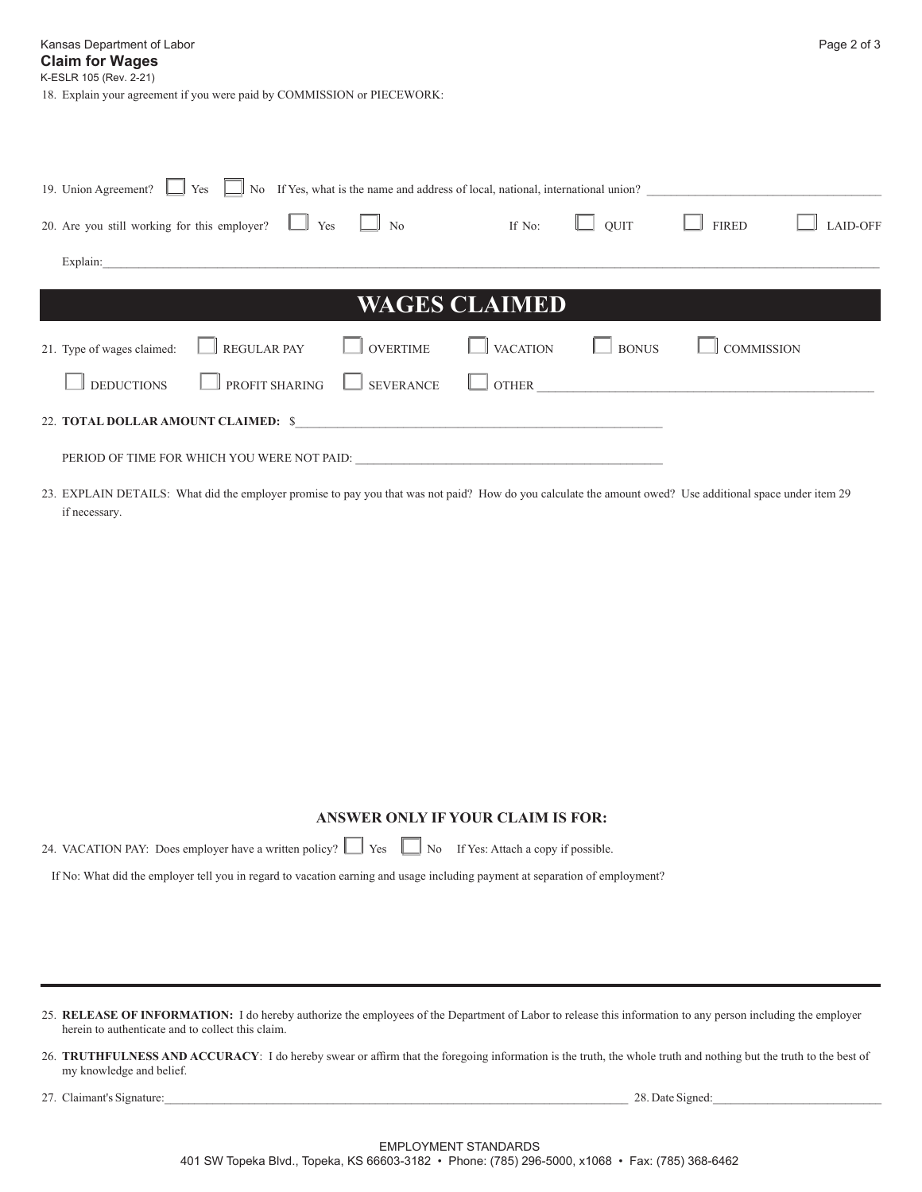18. Explain your agreement if you were paid by COMMISSION or PIECEWORK:

19. Union Agreement? ☐ Yes ☐ No If Yes, what is the name and address of local, national, international union? ____________________

20. Are you still working for this employer? ☐ Yes ☐ No If No: ☐ QUIT ☐ FIRED ☐ LAID-OFF

Explain:____________________________________________________________

## WAGES CLAIMED

21. Type of wages claimed: ☐ REGULAR PAY ☐ OVERTIME ☐ VACATION ☐ BONUS ☐ COMMISSION

☐ DEDUCTIONS ☐ PROFIT SHARING ☐ SEVERANCE ☐ OTHER ____________________

22. **TOTAL DOLLAR AMOUNT CLAIMED:** $____________________

PERIOD OF TIME FOR WHICH YOU WERE NOT PAID: ____________________

23. EXPLAIN DETAILS: What did the employer promise to pay you that was not paid? How do you calculate the amount owed? Use additional space under item 29 if necessary.

### ANSWER ONLY IF YOUR CLAIM IS FOR:

24. VACATION PAY: Does employer have a written policy? ☐ Yes ☐ No If Yes: Attach a copy if possible.

If No: What did the employer tell you in regard to vacation earning and usage including payment at separation of employment?

---

25. **RELEASE OF INFORMATION:** I do hereby authorize the employees of the Department of Labor to release this information to any person including the employer herein to authenticate and to collect this claim.

26. **TRUTHFULNESS AND ACCURACY**: I do hereby swear or affirm that the foregoing information is the truth, the whole truth and nothing but the truth to the best of my knowledge and belief.

27. Claimant's Signature:____________________ 28. Date Signed:____________________

EMPLOYMENT STANDARDS
401 SW Topeka Blvd., Topeka, KS 66603-3182 • Phone: (785) 296-5000, x1068 • Fax: (785) 368-6462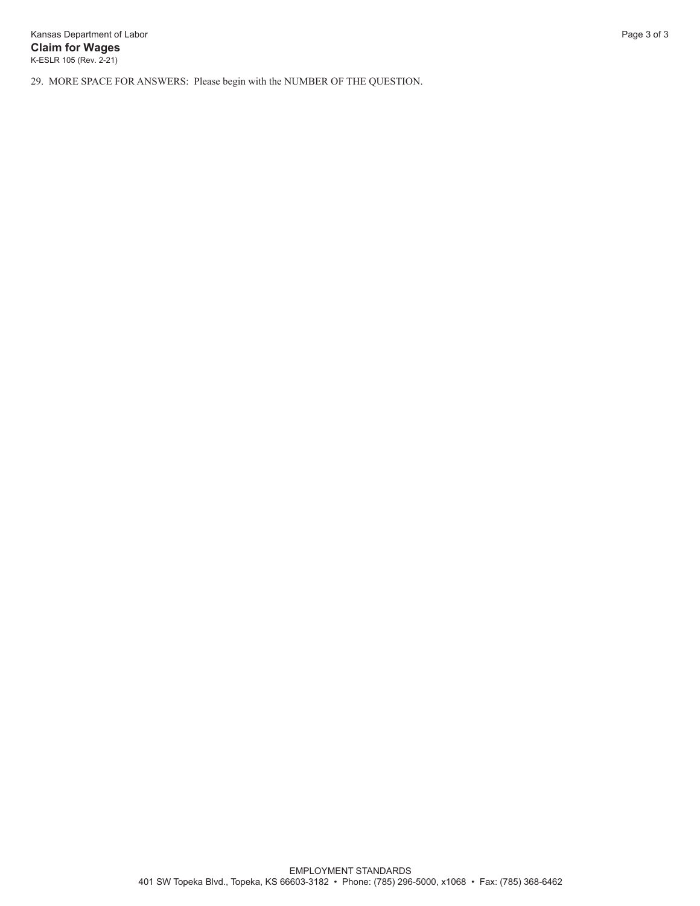29. MORE SPACE FOR ANSWERS: Please begin with the NUMBER OF THE QUESTION.

EMPLOYMENT STANDARDS
401 SW Topeka Blvd., Topeka, KS 66603-3182 • Phone: (785) 296-5000, x1068 • Fax: (785) 368-6462